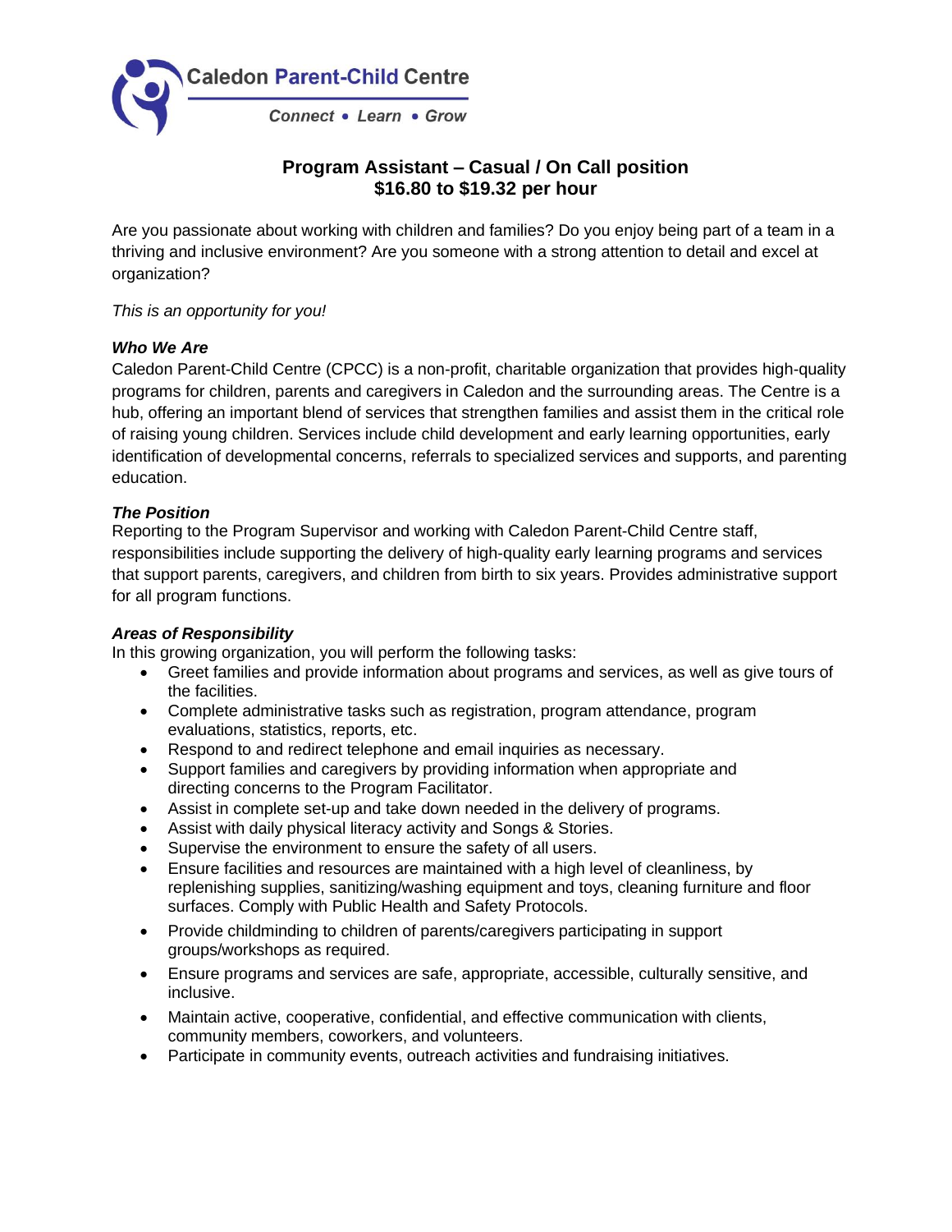Caledon Parent-Child Centre

*Connect • Learn • Grow*

# Program Assistant – Casual / On Call position
## $16.80 to $19.32 per hour

Are you passionate about working with children and families? Do you enjoy being part of a team in a thriving and inclusive environment? Are you someone with a strong attention to detail and excel at organization?

*This is an opportunity for you!*

***Who We Are***

Caledon Parent-Child Centre (CPCC) is a non-profit, charitable organization that provides high-quality programs for children, parents and caregivers in Caledon and the surrounding areas. The Centre is a hub, offering an important blend of services that strengthen families and assist them in the critical role of raising young children. Services include child development and early learning opportunities, early identification of developmental concerns, referrals to specialized services and supports, and parenting education.

***The Position***

Reporting to the Program Supervisor and working with Caledon Parent-Child Centre staff, responsibilities include supporting the delivery of high-quality early learning programs and services that support parents, caregivers, and children from birth to six years. Provides administrative support for all program functions.

***Areas of Responsibility***

In this growing organization, you will perform the following tasks:

- Greet families and provide information about programs and services, as well as give tours of the facilities.
- Complete administrative tasks such as registration, program attendance, program evaluations, statistics, reports, etc.
- Respond to and redirect telephone and email inquiries as necessary.
- Support families and caregivers by providing information when appropriate and directing concerns to the Program Facilitator.
- Assist in complete set-up and take down needed in the delivery of programs.
- Assist with daily physical literacy activity and Songs & Stories.
- Supervise the environment to ensure the safety of all users.
- Ensure facilities and resources are maintained with a high level of cleanliness, by replenishing supplies, sanitizing/washing equipment and toys, cleaning furniture and floor surfaces. Comply with Public Health and Safety Protocols.
- Provide childminding to children of parents/caregivers participating in support groups/workshops as required.
- Ensure programs and services are safe, appropriate, accessible, culturally sensitive, and inclusive.
- Maintain active, cooperative, confidential, and effective communication with clients, community members, coworkers, and volunteers.
- Participate in community events, outreach activities and fundraising initiatives.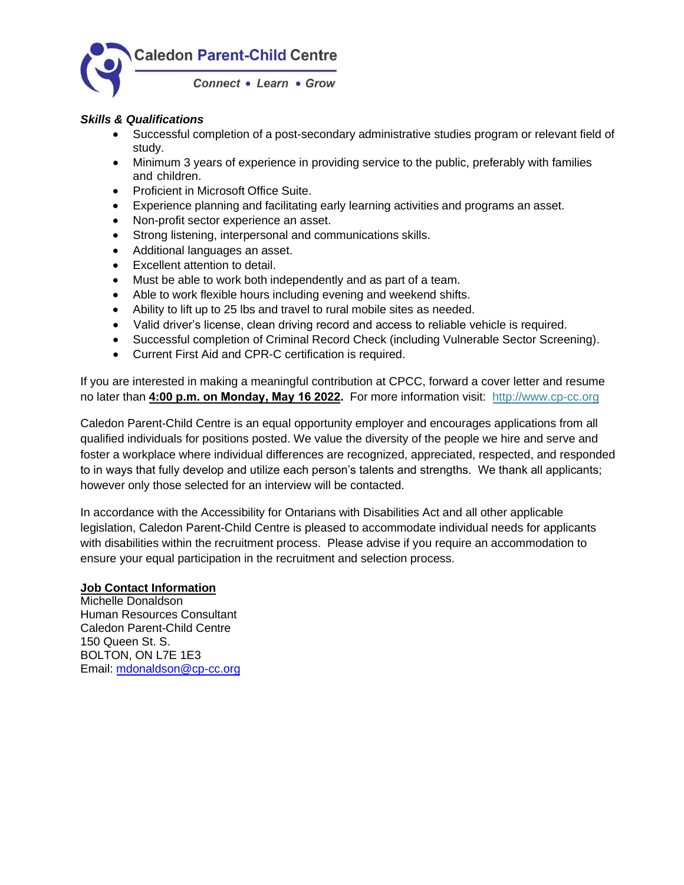**Caledon Parent-Child Centre**

*Connect • Learn • Grow*

***Skills & Qualifications***

- Successful completion of a post-secondary administrative studies program or relevant field of study.
- Minimum 3 years of experience in providing service to the public, preferably with families and children.
- Proficient in Microsoft Office Suite.
- Experience planning and facilitating early learning activities and programs an asset.
- Non-profit sector experience an asset.
- Strong listening, interpersonal and communications skills.
- Additional languages an asset.
- Excellent attention to detail.
- Must be able to work both independently and as part of a team.
- Able to work flexible hours including evening and weekend shifts.
- Ability to lift up to 25 lbs and travel to rural mobile sites as needed.
- Valid driver's license, clean driving record and access to reliable vehicle is required.
- Successful completion of Criminal Record Check (including Vulnerable Sector Screening).
- Current First Aid and CPR-C certification is required.

If you are interested in making a meaningful contribution at CPCC, forward a cover letter and resume no later than **4:00 p.m. on Monday, May 16 2022.** For more information visit: http://www.cp-cc.org

Caledon Parent-Child Centre is an equal opportunity employer and encourages applications from all qualified individuals for positions posted. We value the diversity of the people we hire and serve and foster a workplace where individual differences are recognized, appreciated, respected, and responded to in ways that fully develop and utilize each person's talents and strengths. We thank all applicants; however only those selected for an interview will be contacted.

In accordance with the Accessibility for Ontarians with Disabilities Act and all other applicable legislation, Caledon Parent-Child Centre is pleased to accommodate individual needs for applicants with disabilities within the recruitment process. Please advise if you require an accommodation to ensure your equal participation in the recruitment and selection process.

**Job Contact Information**

Michelle Donaldson
Human Resources Consultant
Caledon Parent-Child Centre
150 Queen St. S.
BOLTON, ON L7E 1E3
Email: mdonaldson@cp-cc.org